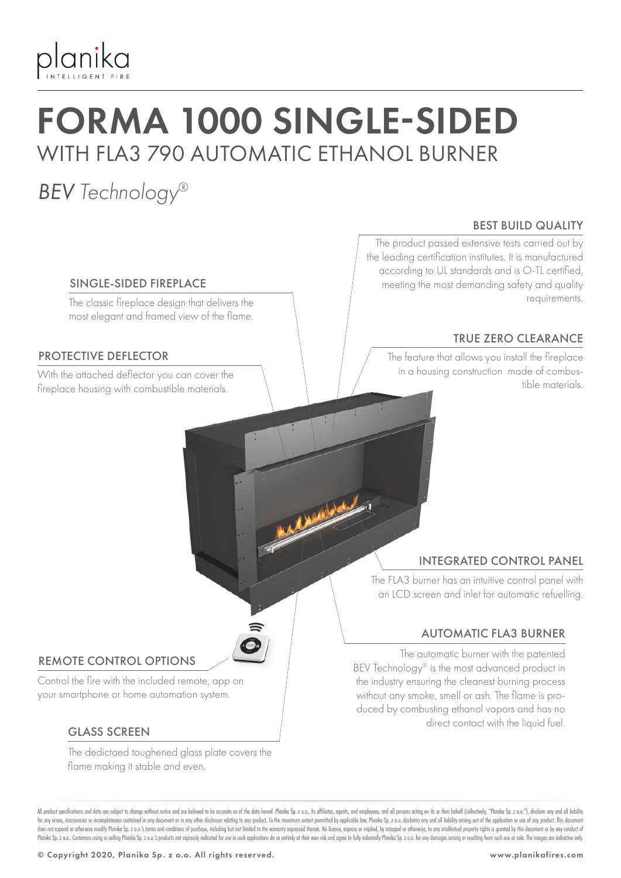planika
INTELLIGENT FIRE

# FORMA 1000 SINGLE-SIDED

## WITH FLA3 790 AUTOMATIC ETHANOL BURNER

*BEV Technology®*

### SINGLE-SIDED FIREPLACE

The classic fireplace design that delivers the most elegant and framed view of the flame.

### PROTECTIVE DEFLECTOR

With the attached deflector you can cover the fireplace housing with combustible materials.

### BEST BUILD QUALITY

The product passed extensive tests carried out by the leading certification institutes. It is manufactured according to UL standards and is O-TL certified, meeting the most demanding safety and quality requirements.

### TRUE ZERO CLEARANCE

The feature that allows you install the fireplace in a housing construction made of combustible materials.

### INTEGRATED CONTROL PANEL

The FLA3 burner has an intuitive control panel with an LCD screen and inlet for automatic refuelling.

### REMOTE CONTROL OPTIONS

Control the fire with the included remote, app on your smartphone or home automation system.

### AUTOMATIC FLA3 BURNER

The automatic burner with the patented BEV Technology® is the most advanced product in the industry ensuring the cleanest burning process without any smoke, smell or ash. The flame is produced by combusting ethanol vapors and has no direct contact with the liquid fuel.

### GLASS SCREEN

The dedictaed toughened glass plate covers the flame making it stable and even.

All product specifications and data are subject to change without notice and are believed to be accurate as of the date hereof. Planika Sp. z o.o., its affiliates, agents, and employees, and all persons acting on its or their behalf (collectively, "Planika Sp. z o.o."), disclaim any and all liability for any errors, inaccuracies or incompleteness contained in any document or in any other disclosure relating to any product. To the maximum extent permitted by applicable law, Planika Sp. z o.o. disclaims any and all liability arising out of the application or use of any product. This document does not expand or otherwise modify Planika Sp. z o.o.'s terms and conditions of purchase, including but not limited to the warranty expressed therein. No license, express or implied, by estoppel or otherwise, to any intellectual property rights is granted by this document or by any conduct of Planika Sp. z o.o.. Customers using or selling Planika Sp. z o.o.'s products not expressly indicated for use in such applications do so entirely at their own risk and agree to fully indemnify Planika Sp. z o.o. for any damages arising or resulting from such use or sale. The images are indicative only.

© Copyright 2020, Planika Sp. z o.o. All rights reserved.

www.planikafires.com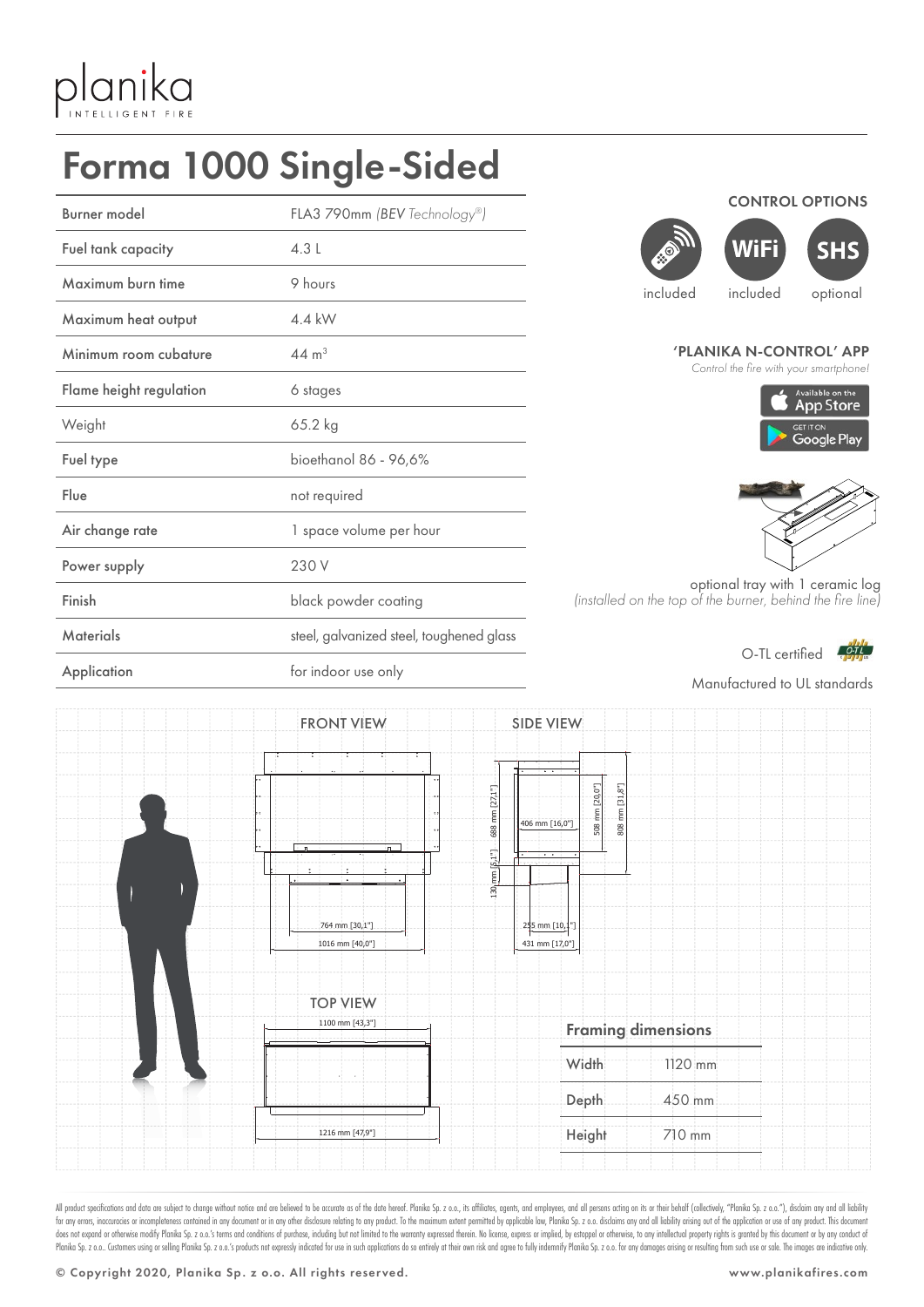# Forma 1000 Single-Sided

| | |
|---|---|
| Burner model | FLA3 790mm *(BEV Technology®)* |
| Fuel tank capacity | 4.3 L |
| Maximum burn time | 9 hours |
| Maximum heat output | 4.4 kW |
| Minimum room cubature | 44 m³ |
| Flame height regulation | 6 stages |
| Weight | 65.2 kg |
| Fuel type | bioethanol 86 - 96,6% |
| Flue | not required |
| Air change rate | 1 space volume per hour |
| Power supply | 230 V |
| Finish | black powder coating |
| Materials | steel, galvanized steel, toughened glass |
| Application | for indoor use only |

## CONTROL OPTIONS

Remote: included
WiFi: included
SHS: optional

## 'PLANIKA N-CONTROL' APP

*Control the fire with your smartphone!*

Available on the App Store
GET IT ON Google Play

optional tray with 1 ceramic log
*(installed on the top of the burner, behind the fire line)*

O-TL certified

Manufactured to UL standards

FRONT VIEW

764 mm [30,1"]
1016 mm [40,0"]

SIDE VIEW

688 mm [27,1"]
406 mm [16,0"]
508 mm [20,0"]
808 mm [31,8"]
130 mm [5,1"]
255 mm [10,1"]
431 mm [17,0"]

TOP VIEW

1100 mm [43,3"]
1216 mm [47,9"]

## Framing dimensions

| | |
|---|---|
| Width | 1120 mm |
| Depth | 450 mm |
| Height | 710 mm |

All product specifications and data are subject to change without notice and are believed to be accurate as of the date hereof. Planika Sp. z o.o., its affiliates, agents, and employees, and all persons acting on its or their behalf (collectively, "Planika Sp. z o.o."), disclaim any and all liability for any errors, inaccuracies or incompleteness contained in any document or in any other disclosure relating to any product. To the maximum extent permitted by applicable law, Planika Sp. z o.o. disclaims any and all liability arising out of the application or use of any product. This document does not expand or otherwise modify Planika Sp. z o.o.'s terms and conditions of purchase, including but not limited to the warranty expressed therein. No license, express or implied, by estoppel or otherwise, to any intellectual property rights is granted by this document or by any conduct of Planika Sp. z o.o.. Customers using or selling Planika Sp. z o.o.'s products not expressly indicated for use in such applications do so entirely at their own risk and agree to fully indemnify Planika Sp. z o.o. for any damages arising or resulting from such use or sale. The images are indicative only.

© Copyright 2020, Planika Sp. z o.o. All rights reserved.

www.planikafires.com